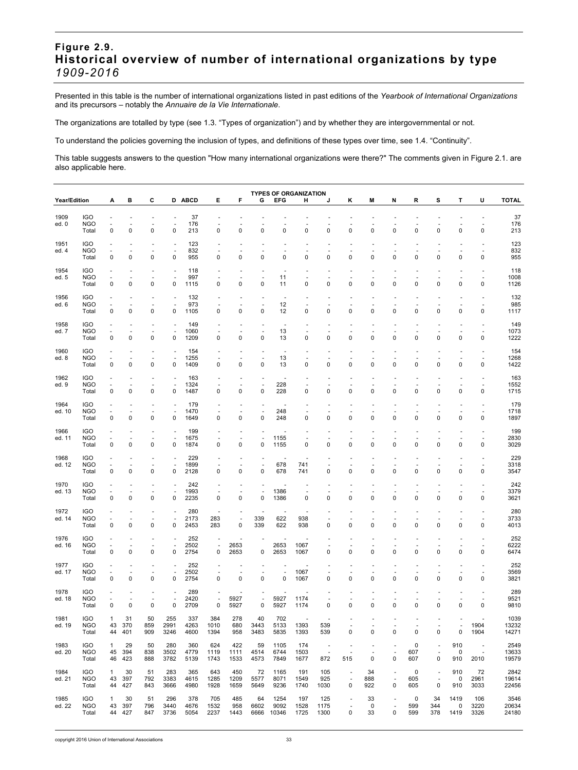# Figure 2.9.
# Historical overview of number of international organizations by type
*1909-2016*

Presented in this table is the number of international organizations listed in past editions of the *Yearbook of International Organizations* and its precursors – notably the *Annuaire de la Vie Internationale*.

The organizations are totalled by type (see 1.3. "Types of organization") and by whether they are intergovernmental or not.

To understand the policies governing the inclusion of types, and definitions of these types over time, see 1.4. "Continuity".

This table suggests answers to the question "How many international organizations were there?" The comments given in Figure 2.1. are also applicable here.

| | | TYPES OF ORGANIZATION | | | | | | | | | | | | | | | | | | |
|---|---|---|---|---|---|---|---|---|---|---|---|---|---|---|---|---|---|---|---|---|
| **Year/Edition** | | **A** | **B** | **C** | **D** | **ABCD** | **E** | **F** | **G** | **EFG** | **H** | **J** | **K** | **M** | **N** | **R** | **S** | **T** | **U** | **TOTAL** |
| 1909 | IGO | - | - | - | - | 37 | - | - | - | - | - | - | - | - | - | - | - | - | - | 37 |
| ed. 0 | NGO | - | - | - | - | 176 | - | - | - | - | - | - | - | - | - | - | - | - | - | 176 |
| | Total | 0 | 0 | 0 | 0 | 213 | 0 | 0 | 0 | 0 | 0 | 0 | 0 | 0 | 0 | 0 | 0 | 0 | 0 | 213 |
| 1951 | IGO | - | - | - | - | 123 | - | - | - | - | - | - | - | - | - | - | - | - | - | 123 |
| ed. 4 | NGO | - | - | - | - | 832 | - | - | - | - | - | - | - | - | - | - | - | - | - | 832 |
| | Total | 0 | 0 | 0 | 0 | 955 | 0 | 0 | 0 | 0 | 0 | 0 | 0 | 0 | 0 | 0 | 0 | 0 | 0 | 955 |
| 1954 | IGO | - | - | - | - | 118 | - | - | - | - | - | - | - | - | - | - | - | - | - | 118 |
| ed. 5 | NGO | - | - | - | - | 997 | - | - | - | 11 | - | - | - | - | - | - | - | - | - | 1008 |
| | Total | 0 | 0 | 0 | 0 | 1115 | 0 | 0 | 0 | 11 | 0 | 0 | 0 | 0 | 0 | 0 | 0 | 0 | 0 | 1126 |
| 1956 | IGO | - | - | - | - | 132 | - | - | - | - | - | - | - | - | - | - | - | - | - | 132 |
| ed. 6 | NGO | - | - | - | - | 973 | - | - | - | 12 | - | - | - | - | - | - | - | - | - | 985 |
| | Total | 0 | 0 | 0 | 0 | 1105 | 0 | 0 | 0 | 12 | 0 | 0 | 0 | 0 | 0 | 0 | 0 | 0 | 0 | 1117 |
| 1958 | IGO | - | - | - | - | 149 | - | - | - | - | - | - | - | - | - | - | - | - | - | 149 |
| ed. 7 | NGO | - | - | - | - | 1060 | - | - | - | 13 | - | - | - | - | - | - | - | - | - | 1073 |
| | Total | 0 | 0 | 0 | 0 | 1209 | 0 | 0 | 0 | 13 | 0 | 0 | 0 | 0 | 0 | 0 | 0 | 0 | 0 | 1222 |
| 1960 | IGO | - | - | - | - | 154 | - | - | - | - | - | - | - | - | - | - | - | - | - | 154 |
| ed. 8 | NGO | - | - | - | - | 1255 | - | - | - | 13 | - | - | - | - | - | - | - | - | - | 1268 |
| | Total | 0 | 0 | 0 | 0 | 1409 | 0 | 0 | 0 | 13 | 0 | 0 | 0 | 0 | 0 | 0 | 0 | 0 | 0 | 1422 |
| 1962 | IGO | - | - | - | - | 163 | - | - | - | - | - | - | - | - | - | - | - | - | - | 163 |
| ed. 9 | NGO | - | - | - | - | 1324 | - | - | - | 228 | - | - | - | - | - | - | - | - | - | 1552 |
| | Total | 0 | 0 | 0 | 0 | 1487 | 0 | 0 | 0 | 228 | 0 | 0 | 0 | 0 | 0 | 0 | 0 | 0 | 0 | 1715 |
| 1964 | IGO | - | - | - | - | 179 | - | - | - | - | - | - | - | - | - | - | - | - | - | 179 |
| ed. 10 | NGO | - | - | - | - | 1470 | - | - | - | 248 | - | - | - | - | - | - | - | - | - | 1718 |
| | Total | 0 | 0 | 0 | 0 | 1649 | 0 | 0 | 0 | 248 | 0 | 0 | 0 | 0 | 0 | 0 | 0 | 0 | 0 | 1897 |
| 1966 | IGO | - | - | - | - | 199 | - | - | - | - | - | - | - | - | - | - | - | - | - | 199 |
| ed. 11 | NGO | - | - | - | - | 1675 | - | - | - | 1155 | - | - | - | - | - | - | - | - | - | 2830 |
| | Total | 0 | 0 | 0 | 0 | 1874 | 0 | 0 | 0 | 1155 | 0 | 0 | 0 | 0 | 0 | 0 | 0 | 0 | 0 | 3029 |
| 1968 | IGO | - | - | - | - | 229 | - | - | - | - | - | - | - | - | - | - | - | - | - | 229 |
| ed. 12 | NGO | - | - | - | - | 1899 | - | - | - | 678 | 741 | - | - | - | - | - | - | - | - | 3318 |
| | Total | 0 | 0 | 0 | 0 | 2128 | 0 | 0 | 0 | 678 | 741 | 0 | 0 | 0 | 0 | 0 | 0 | 0 | 0 | 3547 |
| 1970 | IGO | - | - | - | - | 242 | - | - | - | - | - | - | - | - | - | - | - | - | - | 242 |
| ed. 13 | NGO | - | - | - | - | 1993 | - | - | - | 1386 | - | - | - | - | - | - | - | - | - | 3379 |
| | Total | 0 | 0 | 0 | 0 | 2235 | 0 | 0 | 0 | 1386 | 0 | 0 | 0 | 0 | 0 | 0 | 0 | 0 | 0 | 3621 |
| 1972 | IGO | - | - | - | - | 280 | - | - | - | - | - | - | - | - | - | - | - | - | - | 280 |
| ed. 14 | NGO | - | - | - | - | 2173 | 283 | - | 339 | 622 | 938 | - | - | - | - | - | - | - | - | 3733 |
| | Total | 0 | 0 | 0 | 0 | 2453 | 283 | 0 | 339 | 622 | 938 | 0 | 0 | 0 | 0 | 0 | 0 | 0 | 0 | 4013 |
| 1976 | IGO | - | - | - | - | 252 | - | - | - | - | - | - | - | - | - | - | - | - | - | 252 |
| ed. 16 | NGO | - | - | - | - | 2502 | - | 2653 | - | 2653 | 1067 | - | - | - | - | - | - | - | - | 6222 |
| | Total | 0 | 0 | 0 | 0 | 2754 | 0 | 2653 | 0 | 2653 | 1067 | 0 | 0 | 0 | 0 | 0 | 0 | 0 | 0 | 6474 |
| 1977 | IGO | - | - | - | - | 252 | - | - | - | - | - | - | - | - | - | - | - | - | - | 252 |
| ed. 17 | NGO | - | - | - | - | 2502 | - | - | - | - | 1067 | - | - | - | - | - | - | - | - | 3569 |
| | Total | 0 | 0 | 0 | 0 | 2754 | 0 | 0 | 0 | 0 | 1067 | 0 | 0 | 0 | 0 | 0 | 0 | 0 | 0 | 3821 |
| 1978 | IGO | - | - | - | - | 289 | - | - | - | - | - | - | - | - | - | - | - | - | - | 289 |
| ed. 18 | NGO | - | - | - | - | 2420 | - | 5927 | - | 5927 | 1174 | - | - | - | - | - | - | - | - | 9521 |
| | Total | 0 | 0 | 0 | 0 | 2709 | 0 | 5927 | 0 | 5927 | 1174 | 0 | 0 | 0 | 0 | 0 | 0 | 0 | 0 | 9810 |
| 1981 | IGO | 1 | 31 | 50 | 255 | 337 | 384 | 278 | 40 | 702 | - | - | - | - | - | - | - | - | - | 1039 |
| ed. 19 | NGO | 43 | 370 | 859 | 2991 | 4263 | 1010 | 680 | 3443 | 5133 | 1393 | 539 | - | - | - | - | - | - | 1904 | 13232 |
| | Total | 44 | 401 | 909 | 3246 | 4600 | 1394 | 958 | 3483 | 5835 | 1393 | 539 | 0 | 0 | 0 | 0 | 0 | 0 | 1904 | 14271 |
| 1983 | IGO | 1 | 29 | 50 | 280 | 360 | 624 | 422 | 59 | 1105 | 174 | - | - | - | - | 0 | - | 910 | - | 2549 |
| ed. 20 | NGO | 45 | 394 | 838 | 3502 | 4779 | 1119 | 1111 | 4514 | 6744 | 1503 | - | - | - | - | 607 | - | 0 | - | 13633 |
| | Total | 46 | 423 | 888 | 3782 | 5139 | 1743 | 1533 | 4573 | 7849 | 1677 | 872 | 515 | 0 | 0 | 607 | 0 | 910 | 2010 | 19579 |
| 1984 | IGO | 1 | 30 | 51 | 283 | 365 | 643 | 450 | 72 | 1165 | 191 | 105 | - | 34 | - | 0 | - | 910 | 72 | 2842 |
| ed. 21 | NGO | 43 | 397 | 792 | 3383 | 4615 | 1285 | 1209 | 5577 | 8071 | 1549 | 925 | - | 888 | - | 605 | - | 0 | 2961 | 19614 |
| | Total | 44 | 427 | 843 | 3666 | 4980 | 1928 | 1659 | 5649 | 9236 | 1740 | 1030 | 0 | 922 | 0 | 605 | 0 | 910 | 3033 | 22456 |
| 1985 | IGO | 1 | 30 | 51 | 296 | 378 | 705 | 485 | 64 | 1254 | 197 | 125 | - | 33 | - | 0 | 34 | 1419 | 106 | 3546 |
| ed. 22 | NGO | 43 | 397 | 796 | 3440 | 4676 | 1532 | 958 | 6602 | 9092 | 1528 | 1175 | - | 0 | - | 599 | 344 | 0 | 3220 | 20634 |
| | Total | 44 | 427 | 847 | 3736 | 5054 | 2237 | 1443 | 6666 | 10346 | 1725 | 1300 | 0 | 33 | 0 | 599 | 378 | 1419 | 3326 | 24180 |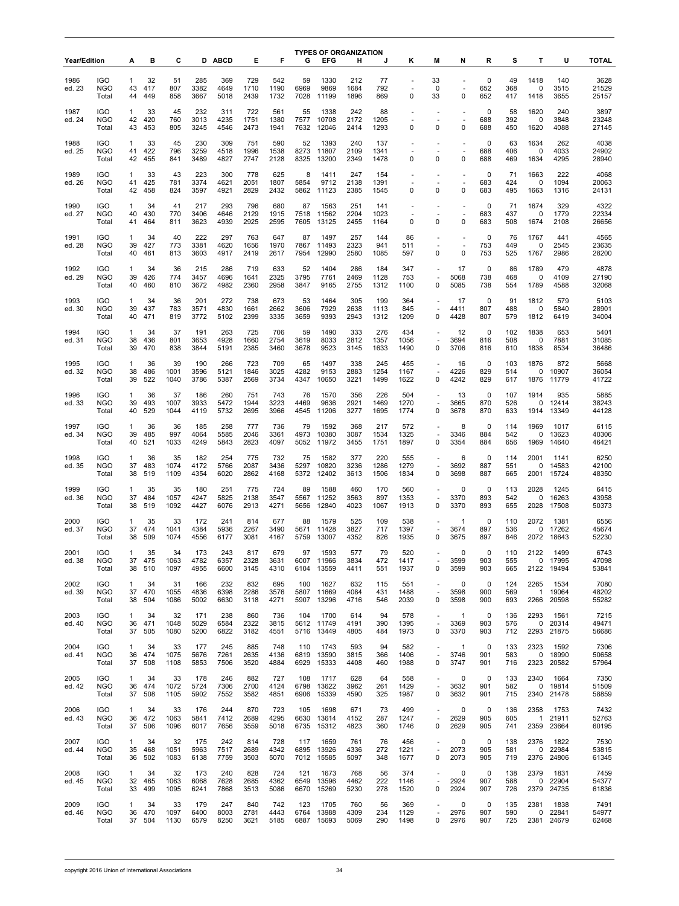| Year/Edition | | TYPES OF ORGANIZATION | | | | | | | | | | | | | | | | | | | |
|---|---|---|---|---|---|---|---|---|---|---|---|---|---|---|---|---|---|---|---|---|---|
| | | A | B | C | D | ABCD | E | F | G | EFG | H | J | K | M | N | R | S | T | U | TOTAL |
| 1986 | IGO | 1 | 32 | 51 | 285 | 369 | 729 | 542 | 59 | 1330 | 212 | 77 | - | 33 | - | 0 | 49 | 1418 | 140 | 3628 |
| ed. 23 | NGO | 43 | 417 | 807 | 3382 | 4649 | 1710 | 1190 | 6969 | 9869 | 1684 | 792 | - | 0 | - | 652 | 368 | 0 | 3515 | 21529 |
| | Total | 44 | 449 | 858 | 3667 | 5018 | 2439 | 1732 | 7028 | 11199 | 1896 | 869 | 0 | 33 | 0 | 652 | 417 | 1418 | 3655 | 25157 |
| 1987 | IGO | 1 | 33 | 45 | 232 | 311 | 722 | 561 | 55 | 1338 | 242 | 88 | - | - | - | 0 | 58 | 1620 | 240 | 3897 |
| ed. 24 | NGO | 42 | 420 | 760 | 3013 | 4235 | 1751 | 1380 | 7577 | 10708 | 2172 | 1205 | - | - | - | 688 | 392 | 0 | 3848 | 23248 |
| | Total | 43 | 453 | 805 | 3245 | 4546 | 2473 | 1941 | 7632 | 12046 | 2414 | 1293 | 0 | 0 | 0 | 688 | 450 | 1620 | 4088 | 27145 |
| 1988 | IGO | 1 | 33 | 45 | 230 | 309 | 751 | 590 | 52 | 1393 | 240 | 137 | - | - | - | 0 | 63 | 1634 | 262 | 4038 |
| ed. 25 | NGO | 41 | 422 | 796 | 3259 | 4518 | 1996 | 1538 | 8273 | 11807 | 2109 | 1341 | - | - | - | 688 | 406 | 0 | 4033 | 24902 |
| | Total | 42 | 455 | 841 | 3489 | 4827 | 2747 | 2128 | 8325 | 13200 | 2349 | 1478 | 0 | 0 | 0 | 688 | 469 | 1634 | 4295 | 28940 |
| 1989 | IGO | 1 | 33 | 43 | 223 | 300 | 778 | 625 | 8 | 1411 | 247 | 154 | - | - | - | 0 | 71 | 1663 | 222 | 4068 |
| ed. 26 | NGO | 41 | 425 | 781 | 3374 | 4621 | 2051 | 1807 | 5854 | 9712 | 2138 | 1391 | - | - | - | 683 | 424 | 0 | 1094 | 20063 |
| | Total | 42 | 458 | 824 | 3597 | 4921 | 2829 | 2432 | 5862 | 11123 | 2385 | 1545 | 0 | 0 | 0 | 683 | 495 | 1663 | 1316 | 24131 |
| 1990 | IGO | 1 | 34 | 41 | 217 | 293 | 796 | 680 | 87 | 1563 | 251 | 141 | - | - | - | 0 | 71 | 1674 | 329 | 4322 |
| ed. 27 | NGO | 40 | 430 | 770 | 3406 | 4646 | 2129 | 1915 | 7518 | 11562 | 2204 | 1023 | - | - | - | 683 | 437 | 0 | 1779 | 22334 |
| | Total | 41 | 464 | 811 | 3623 | 4939 | 2925 | 2595 | 7605 | 13125 | 2455 | 1164 | 0 | 0 | 0 | 683 | 508 | 1674 | 2108 | 26656 |
| 1991 | IGO | 1 | 34 | 40 | 222 | 297 | 763 | 647 | 87 | 1497 | 257 | 144 | 86 | - | - | 0 | 76 | 1767 | 441 | 4565 |
| ed. 28 | NGO | 39 | 427 | 773 | 3381 | 4620 | 1656 | 1970 | 7867 | 11493 | 2323 | 941 | 511 | - | - | 753 | 449 | 0 | 2545 | 23635 |
| | Total | 40 | 461 | 813 | 3603 | 4917 | 2419 | 2617 | 7954 | 12990 | 2580 | 1085 | 597 | 0 | 0 | 753 | 525 | 1767 | 2986 | 28200 |
| 1992 | IGO | 1 | 34 | 36 | 215 | 286 | 719 | 633 | 52 | 1404 | 286 | 184 | 347 | - | 17 | 0 | 86 | 1789 | 479 | 4878 |
| ed. 29 | NGO | 39 | 426 | 774 | 3457 | 4696 | 1641 | 2325 | 3795 | 7761 | 2469 | 1128 | 753 | - | 5068 | 738 | 468 | 0 | 4109 | 27190 |
| | Total | 40 | 460 | 810 | 3672 | 4982 | 2360 | 2958 | 3847 | 9165 | 2755 | 1312 | 1100 | 0 | 5085 | 738 | 554 | 1789 | 4588 | 32068 |
| 1993 | IGO | 1 | 34 | 36 | 201 | 272 | 738 | 673 | 53 | 1464 | 305 | 199 | 364 | - | 17 | 0 | 91 | 1812 | 579 | 5103 |
| ed. 30 | NGO | 39 | 437 | 783 | 3571 | 4830 | 1661 | 2662 | 3606 | 7929 | 2638 | 1113 | 845 | - | 4411 | 807 | 488 | 0 | 5840 | 28901 |
| | Total | 40 | 471 | 819 | 3772 | 5102 | 2399 | 3335 | 3659 | 9393 | 2943 | 1312 | 1209 | 0 | 4428 | 807 | 579 | 1812 | 6419 | 34004 |
| 1994 | IGO | 1 | 34 | 37 | 191 | 263 | 725 | 706 | 59 | 1490 | 333 | 276 | 434 | - | 12 | 0 | 102 | 1838 | 653 | 5401 |
| ed. 31 | NGO | 38 | 436 | 801 | 3653 | 4928 | 1660 | 2754 | 3619 | 8033 | 2812 | 1357 | 1056 | - | 3694 | 816 | 508 | 0 | 7881 | 31085 |
| | Total | 39 | 470 | 838 | 3844 | 5191 | 2385 | 3460 | 3678 | 9523 | 3145 | 1633 | 1490 | 0 | 3706 | 816 | 610 | 1838 | 8534 | 36486 |
| 1995 | IGO | 1 | 36 | 39 | 190 | 266 | 723 | 709 | 65 | 1497 | 338 | 245 | 455 | - | 16 | 0 | 103 | 1876 | 872 | 5668 |
| ed. 32 | NGO | 38 | 486 | 1001 | 3596 | 5121 | 1846 | 3025 | 4282 | 9153 | 2883 | 1254 | 1167 | - | 4226 | 829 | 514 | 0 | 10907 | 36054 |
| | Total | 39 | 522 | 1040 | 3786 | 5387 | 2569 | 3734 | 4347 | 10650 | 3221 | 1499 | 1622 | 0 | 4242 | 829 | 617 | 1876 | 11779 | 41722 |
| 1996 | IGO | 1 | 36 | 37 | 186 | 260 | 751 | 743 | 76 | 1570 | 356 | 226 | 504 | - | 13 | 0 | 107 | 1914 | 935 | 5885 |
| ed. 33 | NGO | 39 | 493 | 1007 | 3933 | 5472 | 1944 | 3223 | 4469 | 9636 | 2921 | 1469 | 1270 | - | 3665 | 870 | 526 | 0 | 12414 | 38243 |
| | Total | 40 | 529 | 1044 | 4119 | 5732 | 2695 | 3966 | 4545 | 11206 | 3277 | 1695 | 1774 | 0 | 3678 | 870 | 633 | 1914 | 13349 | 44128 |
| 1997 | IGO | 1 | 36 | 36 | 185 | 258 | 777 | 736 | 79 | 1592 | 368 | 217 | 572 | - | 8 | 0 | 114 | 1969 | 1017 | 6115 |
| ed. 34 | NGO | 39 | 485 | 997 | 4064 | 5585 | 2046 | 3361 | 4973 | 10380 | 3087 | 1534 | 1325 | - | 3346 | 884 | 542 | 0 | 13623 | 40306 |
| | Total | 40 | 521 | 1033 | 4249 | 5843 | 2823 | 4097 | 5052 | 11972 | 3455 | 1751 | 1897 | 0 | 3354 | 884 | 656 | 1969 | 14640 | 46421 |
| 1998 | IGO | 1 | 36 | 35 | 182 | 254 | 775 | 732 | 75 | 1582 | 377 | 220 | 555 | - | 6 | 0 | 114 | 2001 | 1141 | 6250 |
| ed. 35 | NGO | 37 | 483 | 1074 | 4172 | 5766 | 2087 | 3436 | 5297 | 10820 | 3236 | 1286 | 1279 | - | 3692 | 887 | 551 | 0 | 14583 | 42100 |
| | Total | 38 | 519 | 1109 | 4354 | 6020 | 2862 | 4168 | 5372 | 12402 | 3613 | 1506 | 1834 | 0 | 3698 | 887 | 665 | 2001 | 15724 | 48350 |
| 1999 | IGO | 1 | 35 | 35 | 180 | 251 | 775 | 724 | 89 | 1588 | 460 | 170 | 560 | - | 0 | 0 | 113 | 2028 | 1245 | 6415 |
| ed. 36 | NGO | 37 | 484 | 1057 | 4247 | 5825 | 2138 | 3547 | 5567 | 11252 | 3563 | 897 | 1353 | - | 3370 | 893 | 542 | 0 | 16263 | 43958 |
| | Total | 38 | 519 | 1092 | 4427 | 6076 | 2913 | 4271 | 5656 | 12840 | 4023 | 1067 | 1913 | 0 | 3370 | 893 | 655 | 2028 | 17508 | 50373 |
| 2000 | IGO | 1 | 35 | 33 | 172 | 241 | 814 | 677 | 88 | 1579 | 525 | 109 | 538 | - | 1 | 0 | 110 | 2072 | 1381 | 6556 |
| ed. 37 | NGO | 37 | 474 | 1041 | 4384 | 5936 | 2267 | 3490 | 5671 | 11428 | 3827 | 717 | 1397 | - | 3674 | 897 | 536 | 0 | 17262 | 45674 |
| | Total | 38 | 509 | 1074 | 4556 | 6177 | 3081 | 4167 | 5759 | 13007 | 4352 | 826 | 1935 | 0 | 3675 | 897 | 646 | 2072 | 18643 | 52230 |
| 2001 | IGO | 1 | 35 | 34 | 173 | 243 | 817 | 679 | 97 | 1593 | 577 | 79 | 520 | - | 0 | 0 | 110 | 2122 | 1499 | 6743 |
| ed. 38 | NGO | 37 | 475 | 1063 | 4782 | 6357 | 2328 | 3631 | 6007 | 11966 | 3834 | 472 | 1417 | - | 3599 | 903 | 555 | 0 | 17995 | 47098 |
| | Total | 38 | 510 | 1097 | 4955 | 6600 | 3145 | 4310 | 6104 | 13559 | 4411 | 551 | 1937 | 0 | 3599 | 903 | 665 | 2122 | 19494 | 53841 |
| 2002 | IGO | 1 | 34 | 31 | 166 | 232 | 832 | 695 | 100 | 1627 | 632 | 115 | 551 | - | 0 | 0 | 124 | 2265 | 1534 | 7080 |
| ed. 39 | NGO | 37 | 470 | 1055 | 4836 | 6398 | 2286 | 3576 | 5807 | 11669 | 4084 | 431 | 1488 | - | 3598 | 900 | 569 | 1 | 19064 | 48202 |
| | Total | 38 | 504 | 1086 | 5002 | 6630 | 3118 | 4271 | 5907 | 13296 | 4716 | 546 | 2039 | 0 | 3598 | 900 | 693 | 2266 | 20598 | 55282 |
| 2003 | IGO | 1 | 34 | 32 | 171 | 238 | 860 | 736 | 104 | 1700 | 614 | 94 | 578 | - | 1 | 0 | 136 | 2293 | 1561 | 7215 |
| ed. 40 | NGO | 36 | 471 | 1048 | 5029 | 6584 | 2322 | 3815 | 5612 | 11749 | 4191 | 390 | 1395 | - | 3369 | 903 | 576 | 0 | 20314 | 49471 |
| | Total | 37 | 505 | 1080 | 5200 | 6822 | 3182 | 4551 | 5716 | 13449 | 4805 | 484 | 1973 | 0 | 3370 | 903 | 712 | 2293 | 21875 | 56686 |
| 2004 | IGO | 1 | 34 | 33 | 177 | 245 | 885 | 748 | 110 | 1743 | 593 | 94 | 582 | - | 1 | 0 | 133 | 2323 | 1592 | 7306 |
| ed. 41 | NGO | 36 | 474 | 1075 | 5676 | 7261 | 2635 | 4136 | 6819 | 13590 | 3815 | 366 | 1406 | - | 3746 | 901 | 583 | 0 | 18990 | 50658 |
| | Total | 37 | 508 | 1108 | 5853 | 7506 | 3520 | 4884 | 6929 | 15333 | 4408 | 460 | 1988 | 0 | 3747 | 901 | 716 | 2323 | 20582 | 57964 |
| 2005 | IGO | 1 | 34 | 33 | 178 | 246 | 882 | 727 | 108 | 1717 | 628 | 64 | 558 | - | 0 | 0 | 133 | 2340 | 1664 | 7350 |
| ed. 42 | NGO | 36 | 474 | 1072 | 5724 | 7306 | 2700 | 4124 | 6798 | 13622 | 3962 | 261 | 1429 | - | 3632 | 901 | 582 | 0 | 19814 | 51509 |
| | Total | 37 | 508 | 1105 | 5902 | 7552 | 3582 | 4851 | 6906 | 15339 | 4590 | 325 | 1987 | 0 | 3632 | 901 | 715 | 2340 | 21478 | 58859 |
| 2006 | IGO | 1 | 34 | 33 | 176 | 244 | 870 | 723 | 105 | 1698 | 671 | 73 | 499 | - | 0 | 0 | 136 | 2358 | 1753 | 7432 |
| ed. 43 | NGO | 36 | 472 | 1063 | 5841 | 7412 | 2689 | 4295 | 6630 | 13614 | 4152 | 287 | 1247 | - | 2629 | 905 | 605 | 1 | 21911 | 52763 |
| | Total | 37 | 506 | 1096 | 6017 | 7656 | 3559 | 5018 | 6735 | 15312 | 4823 | 360 | 1746 | 0 | 2629 | 905 | 741 | 2359 | 23664 | 60195 |
| 2007 | IGO | 1 | 34 | 32 | 175 | 242 | 814 | 728 | 117 | 1659 | 761 | 76 | 456 | - | 0 | 0 | 138 | 2376 | 1822 | 7530 |
| ed. 44 | NGO | 35 | 468 | 1051 | 5963 | 7517 | 2689 | 4342 | 6895 | 13926 | 4336 | 272 | 1221 | - | 2073 | 905 | 581 | 0 | 22984 | 53815 |
| | Total | 36 | 502 | 1083 | 6138 | 7759 | 3503 | 5070 | 7012 | 15585 | 5097 | 348 | 1677 | 0 | 2073 | 905 | 719 | 2376 | 24806 | 61345 |
| 2008 | IGO | 1 | 34 | 32 | 173 | 240 | 828 | 724 | 121 | 1673 | 768 | 56 | 374 | - | 0 | 0 | 138 | 2379 | 1831 | 7459 |
| ed. 45 | NGO | 32 | 465 | 1063 | 6068 | 7628 | 2685 | 4362 | 6549 | 13596 | 4462 | 222 | 1146 | - | 2924 | 907 | 588 | 0 | 22904 | 54377 |
| | Total | 33 | 499 | 1095 | 6241 | 7868 | 3513 | 5086 | 6670 | 15269 | 5230 | 278 | 1520 | 0 | 2924 | 907 | 726 | 2379 | 24735 | 61836 |
| 2009 | IGO | 1 | 34 | 33 | 179 | 247 | 840 | 742 | 123 | 1705 | 760 | 56 | 369 | - | 0 | 0 | 135 | 2381 | 1838 | 7491 |
| ed. 46 | NGO | 36 | 470 | 1097 | 6400 | 8003 | 2781 | 4443 | 6764 | 13988 | 4309 | 234 | 1129 | - | 2976 | 907 | 590 | 0 | 22841 | 54977 |
| | Total | 37 | 504 | 1130 | 6579 | 8250 | 3621 | 5185 | 6887 | 15693 | 5069 | 290 | 1498 | 0 | 2976 | 907 | 725 | 2381 | 24679 | 62468 |

copyright 2016 Union of International Associations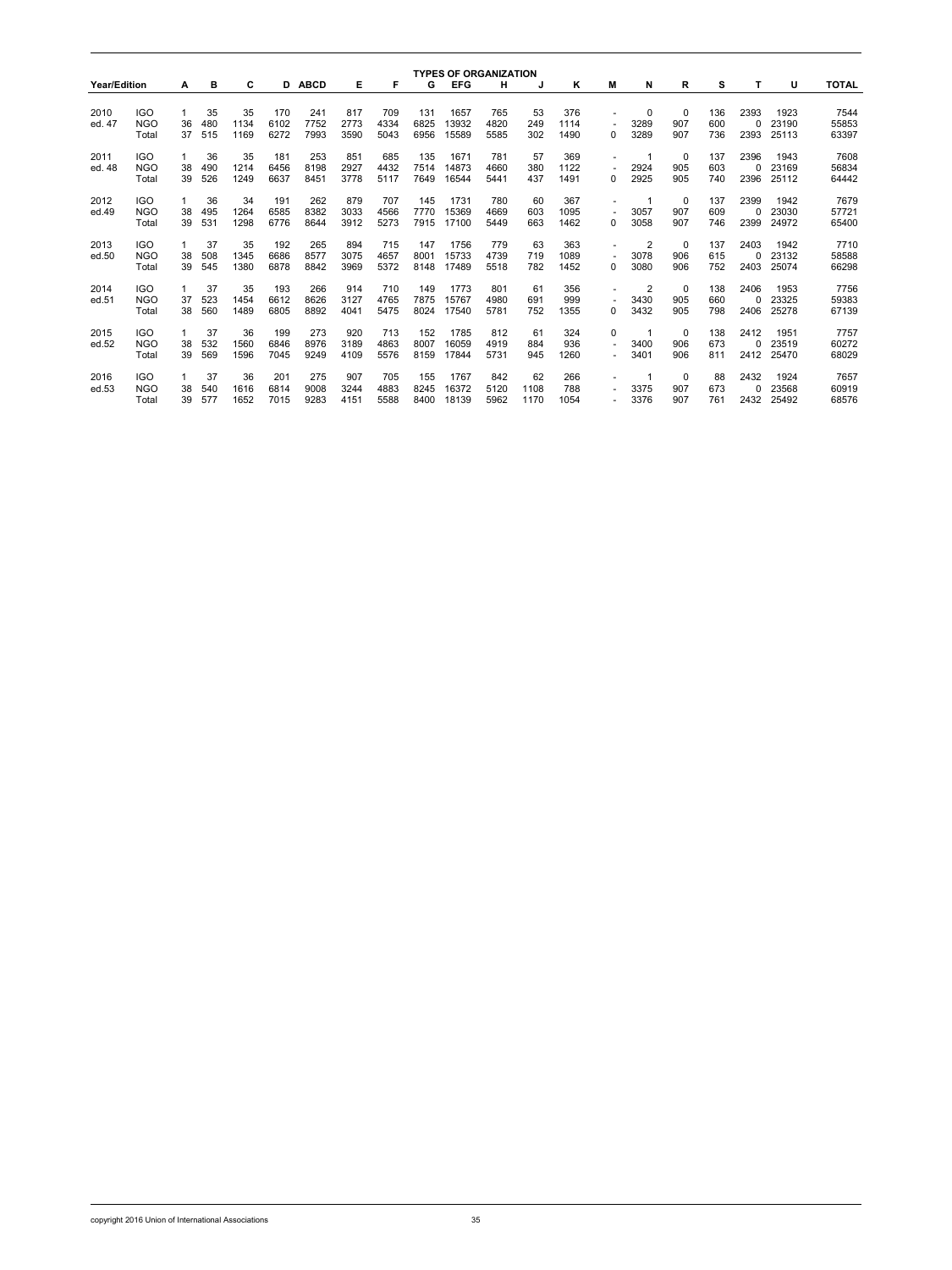| Year/Edition | | TYPES OF ORGANIZATION | | | | | | | | | | | | | | | | | | | |
|---|---|---|---|---|---|---|---|---|---|---|---|---|---|---|---|---|---|---|---|---|---|
| | | A | B | C | D | ABCD | E | F | G | EFG | H | J | K | M | N | R | S | T | U | TOTAL |
| 2010 | IGO | 1 | 35 | 35 | 170 | 241 | 817 | 709 | 131 | 1657 | 765 | 53 | 376 | - | 0 | 0 | 136 | 2393 | 1923 | 7544 |
| ed. 47 | NGO | 36 | 480 | 1134 | 6102 | 7752 | 2773 | 4334 | 6825 | 13932 | 4820 | 249 | 1114 | - | 3289 | 907 | 600 | 0 | 23190 | 55853 |
| | Total | 37 | 515 | 1169 | 6272 | 7993 | 3590 | 5043 | 6956 | 15589 | 5585 | 302 | 1490 | 0 | 3289 | 907 | 736 | 2393 | 25113 | 63397 |
| 2011 | IGO | 1 | 36 | 35 | 181 | 253 | 851 | 685 | 135 | 1671 | 781 | 57 | 369 | - | 1 | 0 | 137 | 2396 | 1943 | 7608 |
| ed. 48 | NGO | 38 | 490 | 1214 | 6456 | 8198 | 2927 | 4432 | 7514 | 14873 | 4660 | 380 | 1122 | - | 2924 | 905 | 603 | 0 | 23169 | 56834 |
| | Total | 39 | 526 | 1249 | 6637 | 8451 | 3778 | 5117 | 7649 | 16544 | 5441 | 437 | 1491 | 0 | 2925 | 905 | 740 | 2396 | 25112 | 64442 |
| 2012 | IGO | 1 | 36 | 34 | 191 | 262 | 879 | 707 | 145 | 1731 | 780 | 60 | 367 | - | 1 | 0 | 137 | 2399 | 1942 | 7679 |
| ed.49 | NGO | 38 | 495 | 1264 | 6585 | 8382 | 3033 | 4566 | 7770 | 15369 | 4669 | 603 | 1095 | - | 3057 | 907 | 609 | 0 | 23030 | 57721 |
| | Total | 39 | 531 | 1298 | 6776 | 8644 | 3912 | 5273 | 7915 | 17100 | 5449 | 663 | 1462 | 0 | 3058 | 907 | 746 | 2399 | 24972 | 65400 |
| 2013 | IGO | 1 | 37 | 35 | 192 | 265 | 894 | 715 | 147 | 1756 | 779 | 63 | 363 | - | 2 | 0 | 137 | 2403 | 1942 | 7710 |
| ed.50 | NGO | 38 | 508 | 1345 | 6686 | 8577 | 3075 | 4657 | 8001 | 15733 | 4739 | 719 | 1089 | - | 3078 | 906 | 615 | 0 | 23132 | 58588 |
| | Total | 39 | 545 | 1380 | 6878 | 8842 | 3969 | 5372 | 8148 | 17489 | 5518 | 782 | 1452 | 0 | 3080 | 906 | 752 | 2403 | 25074 | 66298 |
| 2014 | IGO | 1 | 37 | 35 | 193 | 266 | 914 | 710 | 149 | 1773 | 801 | 61 | 356 | - | 2 | 0 | 138 | 2406 | 1953 | 7756 |
| ed.51 | NGO | 37 | 523 | 1454 | 6612 | 8626 | 3127 | 4765 | 7875 | 15767 | 4980 | 691 | 999 | - | 3430 | 905 | 660 | 0 | 23325 | 59383 |
| | Total | 38 | 560 | 1489 | 6805 | 8892 | 4041 | 5475 | 8024 | 17540 | 5781 | 752 | 1355 | 0 | 3432 | 905 | 798 | 2406 | 25278 | 67139 |
| 2015 | IGO | 1 | 37 | 36 | 199 | 273 | 920 | 713 | 152 | 1785 | 812 | 61 | 324 | 0 | 1 | 0 | 138 | 2412 | 1951 | 7757 |
| ed.52 | NGO | 38 | 532 | 1560 | 6846 | 8976 | 3189 | 4863 | 8007 | 16059 | 4919 | 884 | 936 | - | 3400 | 906 | 673 | 0 | 23519 | 60272 |
| | Total | 39 | 569 | 1596 | 7045 | 9249 | 4109 | 5576 | 8159 | 17844 | 5731 | 945 | 1260 | - | 3401 | 906 | 811 | 2412 | 25470 | 68029 |
| 2016 | IGO | 1 | 37 | 36 | 201 | 275 | 907 | 705 | 155 | 1767 | 842 | 62 | 266 | - | 1 | 0 | 88 | 2432 | 1924 | 7657 |
| ed.53 | NGO | 38 | 540 | 1616 | 6814 | 9008 | 3244 | 4883 | 8245 | 16372 | 5120 | 1108 | 788 | - | 3375 | 907 | 673 | 0 | 23568 | 60919 |
| | Total | 39 | 577 | 1652 | 7015 | 9283 | 4151 | 5588 | 8400 | 18139 | 5962 | 1170 | 1054 | - | 3376 | 907 | 761 | 2432 | 25492 | 68576 |

copyright 2016 Union of International Associations